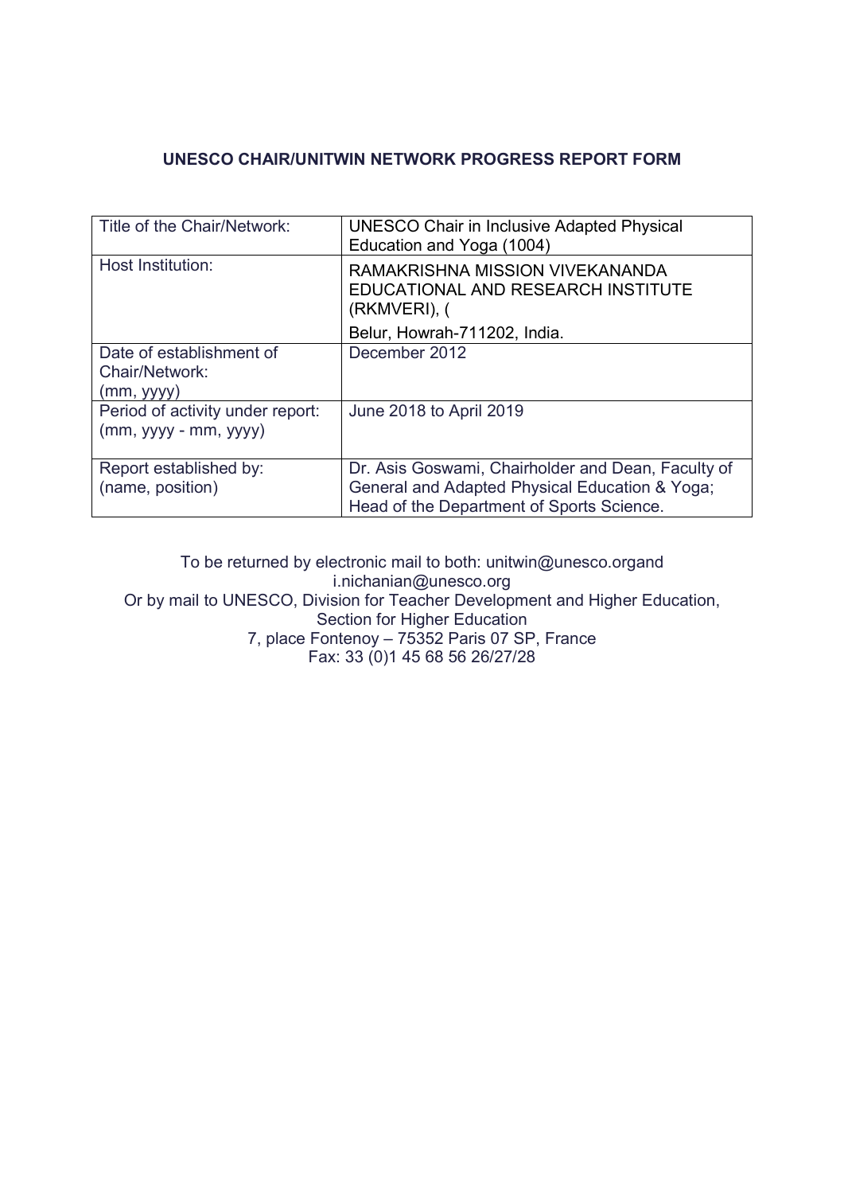# UNESCO CHAIR/UNITWIN NETWORK PROGRESS REPORT FORM

| Title of the Chair/Network: | UNESCO Chair in Inclusive Adapted Physical Education and Yoga (1004) |
|---|---|
| Host Institution: | RAMAKRISHNA MISSION VIVEKANANDA EDUCATIONAL AND RESEARCH INSTITUTE (RKMVERI), ( Belur, Howrah-711202, India. |
| Date of establishment of Chair/Network: (mm, yyyy) | December 2012 |
| Period of activity under report: (mm, yyyy - mm, yyyy) | June 2018 to April 2019 |
| Report established by: (name, position) | Dr. Asis Goswami, Chairholder and Dean, Faculty of General and Adapted Physical Education & Yoga; Head of the Department of Sports Science. |

To be returned by electronic mail to both: unitwin@unesco.organd i.nichanian@unesco.org
Or by mail to UNESCO, Division for Teacher Development and Higher Education, Section for Higher Education
7, place Fontenoy – 75352 Paris 07 SP, France
Fax: 33 (0)1 45 68 56 26/27/28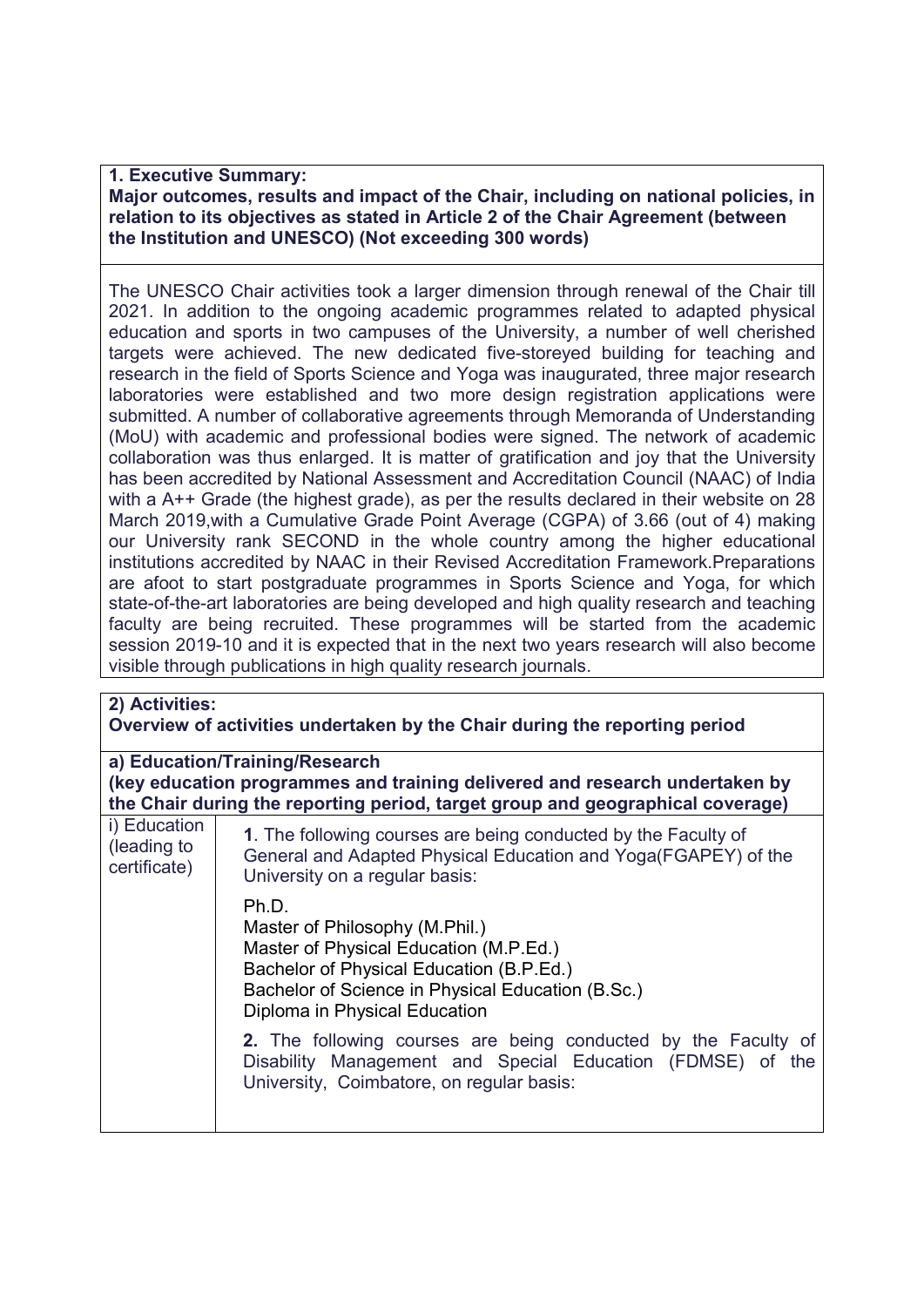**1. Executive Summary:**
**Major outcomes, results and impact of the Chair, including on national policies, in relation to its objectives as stated in Article 2 of the Chair Agreement (between the Institution and UNESCO) (Not exceeding 300 words)**

The UNESCO Chair activities took a larger dimension through renewal of the Chair till 2021. In addition to the ongoing academic programmes related to adapted physical education and sports in two campuses of the University, a number of well cherished targets were achieved. The new dedicated five-storeyed building for teaching and research in the field of Sports Science and Yoga was inaugurated, three major research laboratories were established and two more design registration applications were submitted. A number of collaborative agreements through Memoranda of Understanding (MoU) with academic and professional bodies were signed. The network of academic collaboration was thus enlarged. It is matter of gratification and joy that the University has been accredited by National Assessment and Accreditation Council (NAAC) of India with a A++ Grade (the highest grade), as per the results declared in their website on 28 March 2019,with a Cumulative Grade Point Average (CGPA) of 3.66 (out of 4) making our University rank SECOND in the whole country among the higher educational institutions accredited by NAAC in their Revised Accreditation Framework.Preparations are afoot to start postgraduate programmes in Sports Science and Yoga, for which state-of-the-art laboratories are being developed and high quality research and teaching faculty are being recruited. These programmes will be started from the academic session 2019-10 and it is expected that in the next two years research will also become visible through publications in high quality research journals.

**2) Activities:**
**Overview of activities undertaken by the Chair during the reporting period**

**a) Education/Training/Research**
**(key education programmes and training delivered and research undertaken by the Chair during the reporting period, target group and geographical coverage)**

| | |
|---|---|
| i) Education (leading to certificate) | **1**. The following courses are being conducted by the Faculty of General and Adapted Physical Education and Yoga(FGAPEY) of the University on a regular basis:<br><br>Ph.D.<br>Master of Philosophy (M.Phil.)<br>Master of Physical Education (M.P.Ed.)<br>Bachelor of Physical Education (B.P.Ed.)<br>Bachelor of Science in Physical Education (B.Sc.)<br>Diploma in Physical Education<br><br>**2.** The following courses are being conducted by the Faculty of Disability Management and Special Education (FDMSE) of the University, Coimbatore, on regular basis: |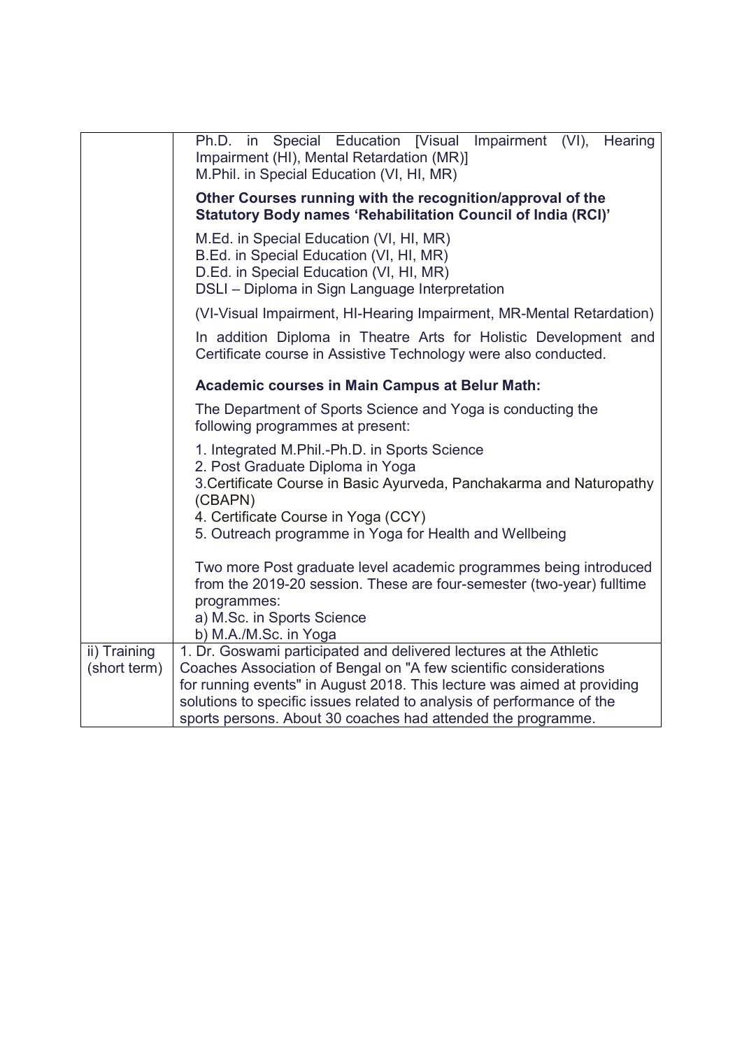| | |
|---|---|
| | Ph.D. in Special Education [Visual Impairment (VI), Hearing Impairment (HI), Mental Retardation (MR)]<br>M.Phil. in Special Education (VI, HI, MR)<br><br>**Other Courses running with the recognition/approval of the Statutory Body names 'Rehabilitation Council of India (RCI)'**<br><br>M.Ed. in Special Education (VI, HI, MR)<br>B.Ed. in Special Education (VI, HI, MR)<br>D.Ed. in Special Education (VI, HI, MR)<br>DSLI – Diploma in Sign Language Interpretation<br><br>(VI-Visual Impairment, HI-Hearing Impairment, MR-Mental Retardation)<br><br>In addition Diploma in Theatre Arts for Holistic Development and Certificate course in Assistive Technology were also conducted.<br><br>**Academic courses in Main Campus at Belur Math:**<br><br>The Department of Sports Science and Yoga is conducting the following programmes at present:<br><br>1. Integrated M.Phil.-Ph.D. in Sports Science<br>2. Post Graduate Diploma in Yoga<br>3.Certificate Course in Basic Ayurveda, Panchakarma and Naturopathy (CBAPN)<br>4. Certificate Course in Yoga (CCY)<br>5. Outreach programme in Yoga for Health and Wellbeing<br><br>Two more Post graduate level academic programmes being introduced from the 2019-20 session. These are four-semester (two-year) fulltime programmes:<br>a) M.Sc. in Sports Science<br>b) M.A./M.Sc. in Yoga |
| ii) Training (short term) | 1. Dr. Goswami participated and delivered lectures at the Athletic Coaches Association of Bengal on "A few scientific considerations for running events" in August 2018. This lecture was aimed at providing solutions to specific issues related to analysis of performance of the sports persons. About 30 coaches had attended the programme. |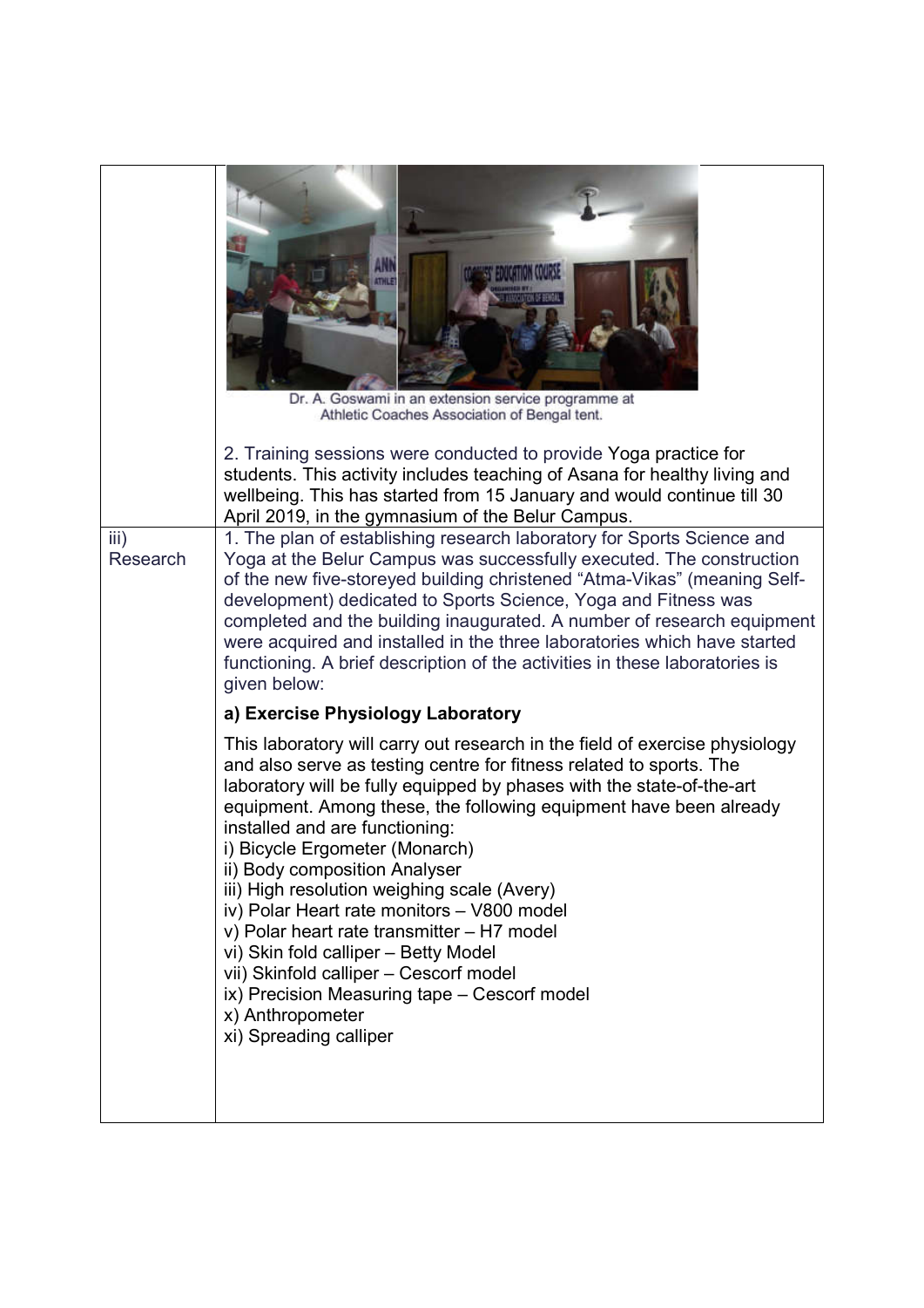| | |
|---|---|
| | Dr. A. Goswami in an extension service programme at Athletic Coaches Association of Bengal tent.<br><br>2. Training sessions were conducted to provide Yoga practice for students. This activity includes teaching of Asana for healthy living and wellbeing. This has started from 15 January and would continue till 30 April 2019, in the gymnasium of the Belur Campus. |
| iii) Research | 1. The plan of establishing research laboratory for Sports Science and Yoga at the Belur Campus was successfully executed. The construction of the new five-storeyed building christened "Atma-Vikas" (meaning Self-development) dedicated to Sports Science, Yoga and Fitness was completed and the building inaugurated. A number of research equipment were acquired and installed in the three laboratories which have started functioning. A brief description of the activities in these laboratories is given below:<br><br>**a) Exercise Physiology Laboratory**<br><br>This laboratory will carry out research in the field of exercise physiology and also serve as testing centre for fitness related to sports. The laboratory will be fully equipped by phases with the state-of-the-art equipment. Among these, the following equipment have been already installed and are functioning:<br>i) Bicycle Ergometer (Monarch)<br>ii) Body composition Analyser<br>iii) High resolution weighing scale (Avery)<br>iv) Polar Heart rate monitors – V800 model<br>v) Polar heart rate transmitter – H7 model<br>vi) Skin fold calliper – Betty Model<br>vii) Skinfold calliper – Cescorf model<br>ix) Precision Measuring tape – Cescorf model<br>x) Anthropometer<br>xi) Spreading calliper |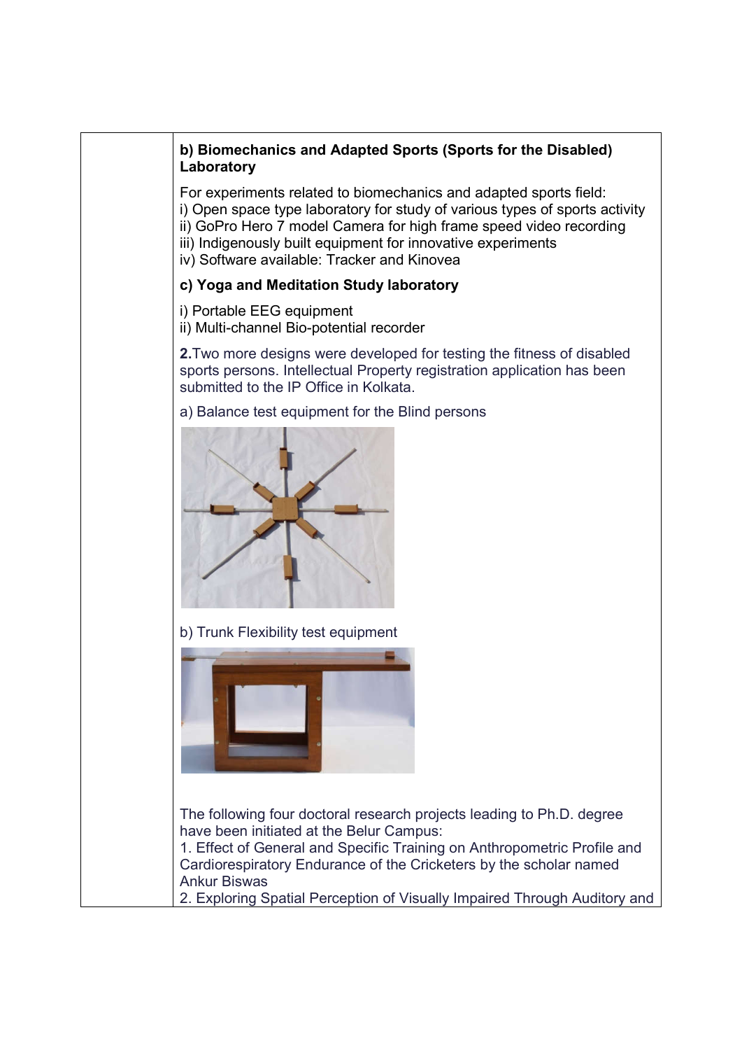**b) Biomechanics and Adapted Sports (Sports for the Disabled) Laboratory**

For experiments related to biomechanics and adapted sports field:
i) Open space type laboratory for study of various types of sports activity
ii) GoPro Hero 7 model Camera for high frame speed video recording
iii) Indigenously built equipment for innovative experiments
iv) Software available: Tracker and Kinovea

**c) Yoga and Meditation Study laboratory**

i) Portable EEG equipment
ii) Multi-channel Bio-potential recorder

**2.** Two more designs were developed for testing the fitness of disabled sports persons. Intellectual Property registration application has been submitted to the IP Office in Kolkata.

a) Balance test equipment for the Blind persons

b) Trunk Flexibility test equipment

The following four doctoral research projects leading to Ph.D. degree have been initiated at the Belur Campus:
1. Effect of General and Specific Training on Anthropometric Profile and Cardiorespiratory Endurance of the Cricketers by the scholar named Ankur Biswas
2. Exploring Spatial Perception of Visually Impaired Through Auditory and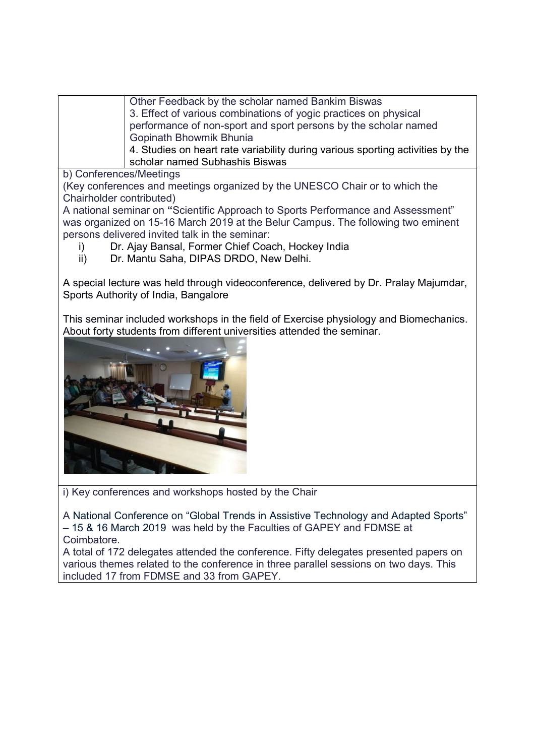| | Other Feedback by the scholar named Bankim Biswas<br>3. Effect of various combinations of yogic practices on physical performance of non-sport and sport persons by the scholar named Gopinath Bhowmik Bhunia<br>4. Studies on heart rate variability during various sporting activities by the scholar named Subhashis Biswas |
|---|---|

b) Conferences/Meetings

(Key conferences and meetings organized by the UNESCO Chair or to which the Chairholder contributed)

A national seminar on **"**Scientific Approach to Sports Performance and Assessment" was organized on 15-16 March 2019 at the Belur Campus. The following two eminent persons delivered invited talk in the seminar:

i) Dr. Ajay Bansal, Former Chief Coach, Hockey India
ii) Dr. Mantu Saha, DIPAS DRDO, New Delhi.

A special lecture was held through videoconference, delivered by Dr. Pralay Majumdar, Sports Authority of India, Bangalore

This seminar included workshops in the field of Exercise physiology and Biomechanics. About forty students from different universities attended the seminar.

i) Key conferences and workshops hosted by the Chair

A National Conference on "Global Trends in Assistive Technology and Adapted Sports" – 15 & 16 March 2019 was held by the Faculties of GAPEY and FDMSE at Coimbatore.

A total of 172 delegates attended the conference. Fifty delegates presented papers on various themes related to the conference in three parallel sessions on two days. This included 17 from FDMSE and 33 from GAPEY.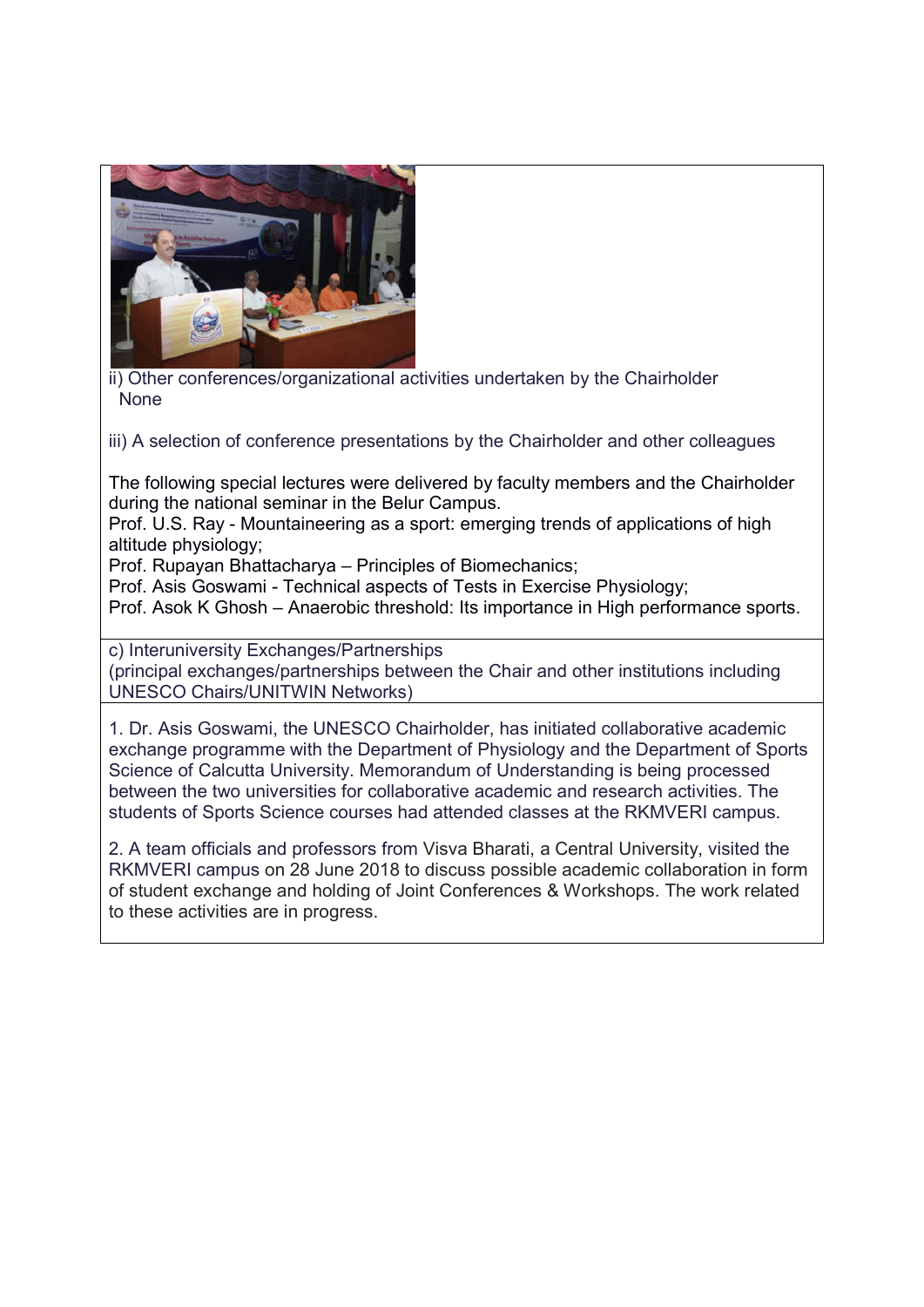ii) Other conferences/organizational activities undertaken by the Chairholder
None

iii) A selection of conference presentations by the Chairholder and other colleagues

The following special lectures were delivered by faculty members and the Chairholder during the national seminar in the Belur Campus.
Prof. U.S. Ray - Mountaineering as a sport: emerging trends of applications of high altitude physiology;
Prof. Rupayan Bhattacharya – Principles of Biomechanics;
Prof. Asis Goswami - Technical aspects of Tests in Exercise Physiology;
Prof. Asok K Ghosh – Anaerobic threshold: Its importance in High performance sports.

c) Interuniversity Exchanges/Partnerships
(principal exchanges/partnerships between the Chair and other institutions including UNESCO Chairs/UNITWIN Networks)

1. Dr. Asis Goswami, the UNESCO Chairholder, has initiated collaborative academic exchange programme with the Department of Physiology and the Department of Sports Science of Calcutta University. Memorandum of Understanding is being processed between the two universities for collaborative academic and research activities. The students of Sports Science courses had attended classes at the RKMVERI campus.

2. A team officials and professors from Visva Bharati, a Central University, visited the RKMVERI campus on 28 June 2018 to discuss possible academic collaboration in form of student exchange and holding of Joint Conferences & Workshops. The work related to these activities are in progress.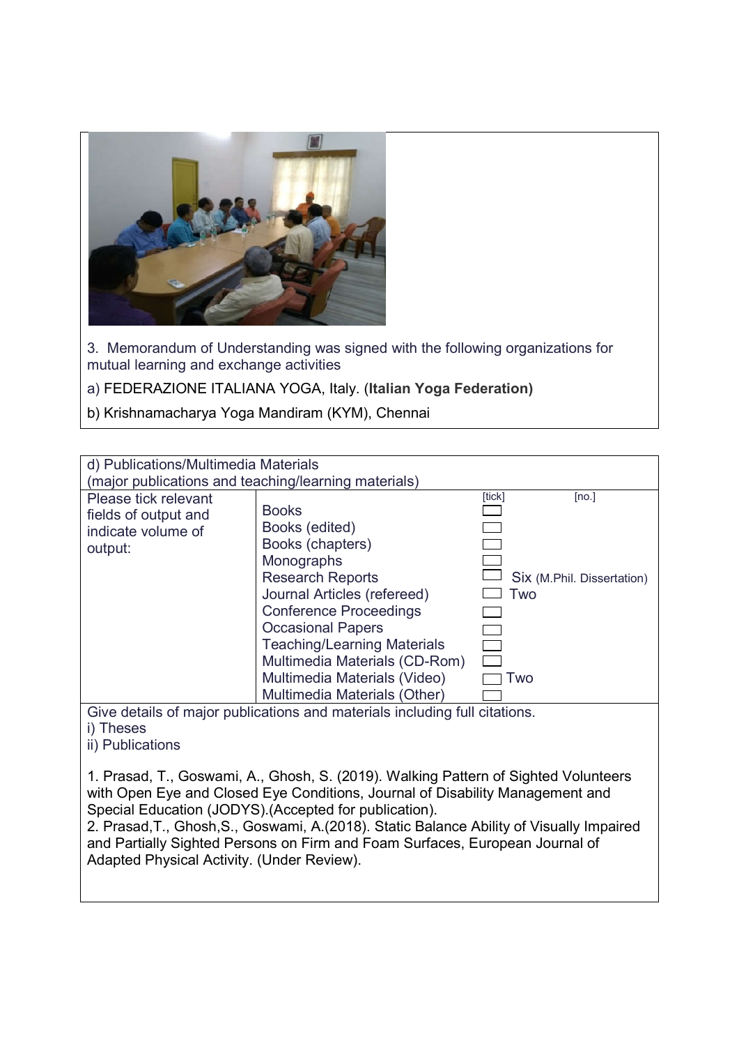3. Memorandum of Understanding was signed with the following organizations for mutual learning and exchange activities

a) FEDERAZIONE ITALIANA YOGA, Italy. (**Italian Yoga Federation)**

b) Krishnamacharya Yoga Mandiram (KYM), Chennai

d) Publications/Multimedia Materials
(major publications and teaching/learning materials)

| Please tick relevant fields of output and indicate volume of output: | | [tick] | [no.] |
|---|---|---|---|
| | Books | | |
| | Books (edited) | | |
| | Books (chapters) | | |
| | Monographs | | |
| | Research Reports | | Six (M.Phil. Dissertation) |
| | Journal Articles (refereed) | | Two |
| | Conference Proceedings | | |
| | Occasional Papers | | |
| | Teaching/Learning Materials | | |
| | Multimedia Materials (CD-Rom) | | |
| | Multimedia Materials (Video) | | Two |
| | Multimedia Materials (Other) | | |

Give details of major publications and materials including full citations.

i) Theses

ii) Publications

1. Prasad, T., Goswami, A., Ghosh, S. (2019). Walking Pattern of Sighted Volunteers with Open Eye and Closed Eye Conditions, Journal of Disability Management and Special Education (JODYS).(Accepted for publication).
2. Prasad,T., Ghosh,S., Goswami, A.(2018). Static Balance Ability of Visually Impaired and Partially Sighted Persons on Firm and Foam Surfaces, European Journal of Adapted Physical Activity. (Under Review).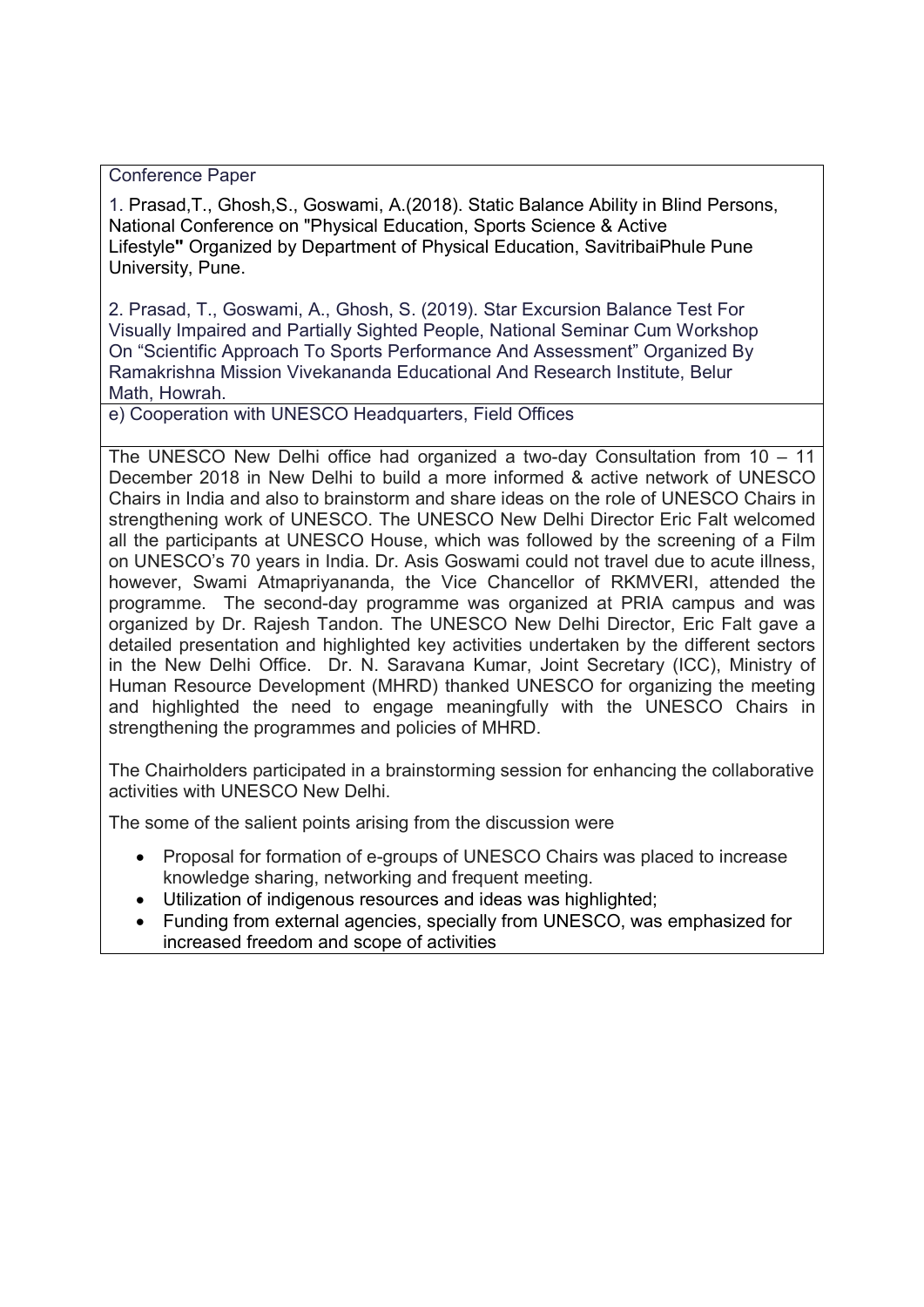Conference Paper

1. Prasad,T., Ghosh,S., Goswami, A.(2018). Static Balance Ability in Blind Persons, National Conference on "Physical Education, Sports Science & Active Lifestyle**"** Organized by Department of Physical Education, SavitribaiPhule Pune University, Pune.

2. Prasad, T., Goswami, A., Ghosh, S. (2019). Star Excursion Balance Test For Visually Impaired and Partially Sighted People, National Seminar Cum Workshop On "Scientific Approach To Sports Performance And Assessment" Organized By Ramakrishna Mission Vivekananda Educational And Research Institute, Belur Math, Howrah.

e) Cooperation with UNESCO Headquarters, Field Offices

The UNESCO New Delhi office had organized a two-day Consultation from 10 – 11 December 2018 in New Delhi to build a more informed & active network of UNESCO Chairs in India and also to brainstorm and share ideas on the role of UNESCO Chairs in strengthening work of UNESCO. The UNESCO New Delhi Director Eric Falt welcomed all the participants at UNESCO House, which was followed by the screening of a Film on UNESCO's 70 years in India. Dr. Asis Goswami could not travel due to acute illness, however, Swami Atmapriyananda, the Vice Chancellor of RKMVERI, attended the programme. The second-day programme was organized at PRIA campus and was organized by Dr. Rajesh Tandon. The UNESCO New Delhi Director, Eric Falt gave a detailed presentation and highlighted key activities undertaken by the different sectors in the New Delhi Office. Dr. N. Saravana Kumar, Joint Secretary (ICC), Ministry of Human Resource Development (MHRD) thanked UNESCO for organizing the meeting and highlighted the need to engage meaningfully with the UNESCO Chairs in strengthening the programmes and policies of MHRD.

The Chairholders participated in a brainstorming session for enhancing the collaborative activities with UNESCO New Delhi.

The some of the salient points arising from the discussion were

- Proposal for formation of e-groups of UNESCO Chairs was placed to increase knowledge sharing, networking and frequent meeting.
- Utilization of indigenous resources and ideas was highlighted;
- Funding from external agencies, specially from UNESCO, was emphasized for increased freedom and scope of activities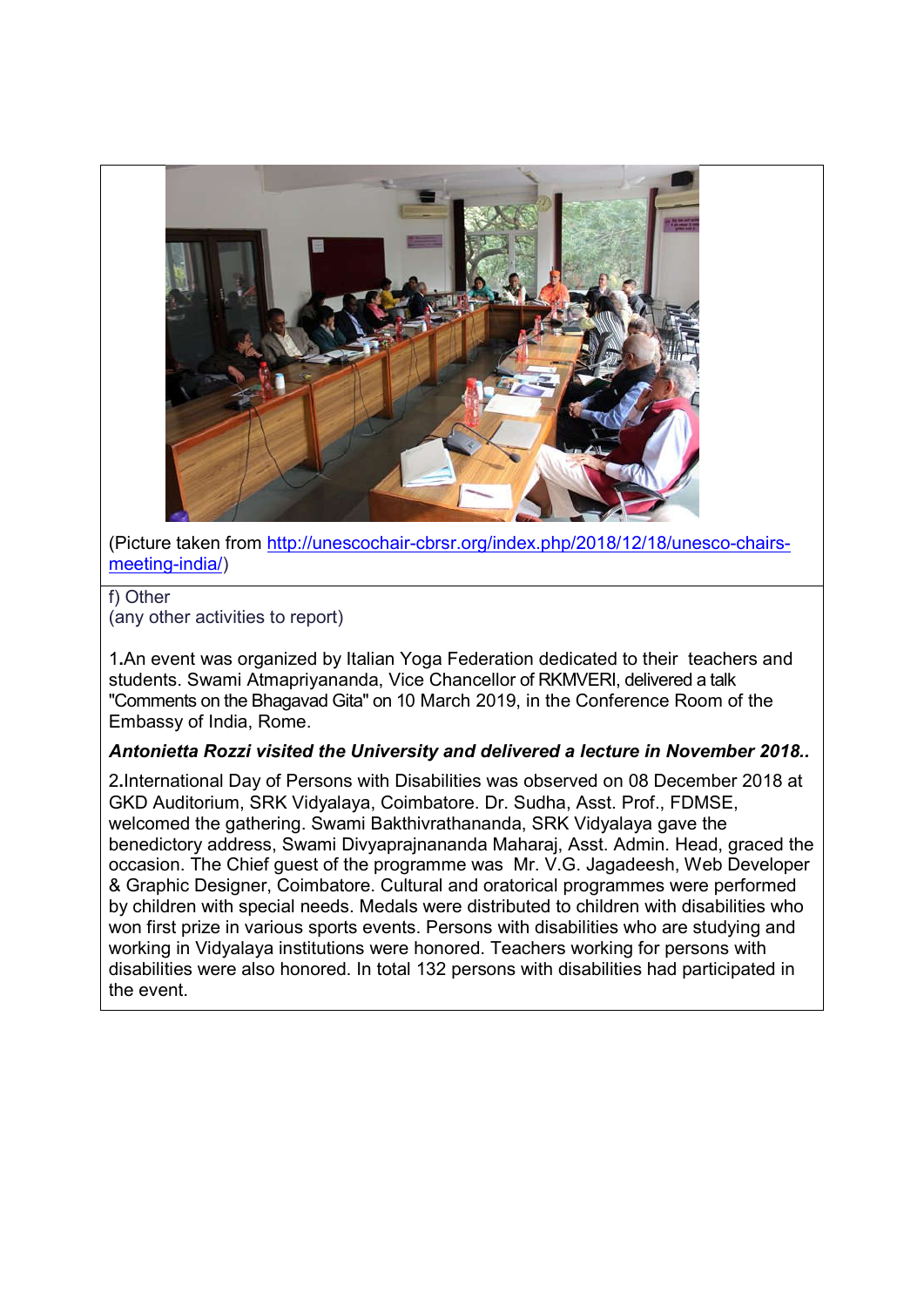(Picture taken from [http://unescochair-cbrsr.org/index.php/2018/12/18/unesco-chairs-meeting-india/](http://unescochair-cbrsr.org/index.php/2018/12/18/unesco-chairs-meeting-india/))

f) Other
(any other activities to report)

1.An event was organized by Italian Yoga Federation dedicated to their teachers and students. Swami Atmapriyananda, Vice Chancellor of RKMVERI, delivered a talk "Comments on the Bhagavad Gita" on 10 March 2019, in the Conference Room of the Embassy of India, Rome.

***Antonietta Rozzi visited the University and delivered a lecture in November 2018..***

2.International Day of Persons with Disabilities was observed on 08 December 2018 at GKD Auditorium, SRK Vidyalaya, Coimbatore. Dr. Sudha, Asst. Prof., FDMSE, welcomed the gathering. Swami Bakthivrathananda, SRK Vidyalaya gave the benedictory address, Swami Divyaprajnananda Maharaj, Asst. Admin. Head, graced the occasion. The Chief guest of the programme was Mr. V.G. Jagadeesh, Web Developer & Graphic Designer, Coimbatore. Cultural and oratorical programmes were performed by children with special needs. Medals were distributed to children with disabilities who won first prize in various sports events. Persons with disabilities who are studying and working in Vidyalaya institutions were honored. Teachers working for persons with disabilities were also honored. In total 132 persons with disabilities had participated in the event.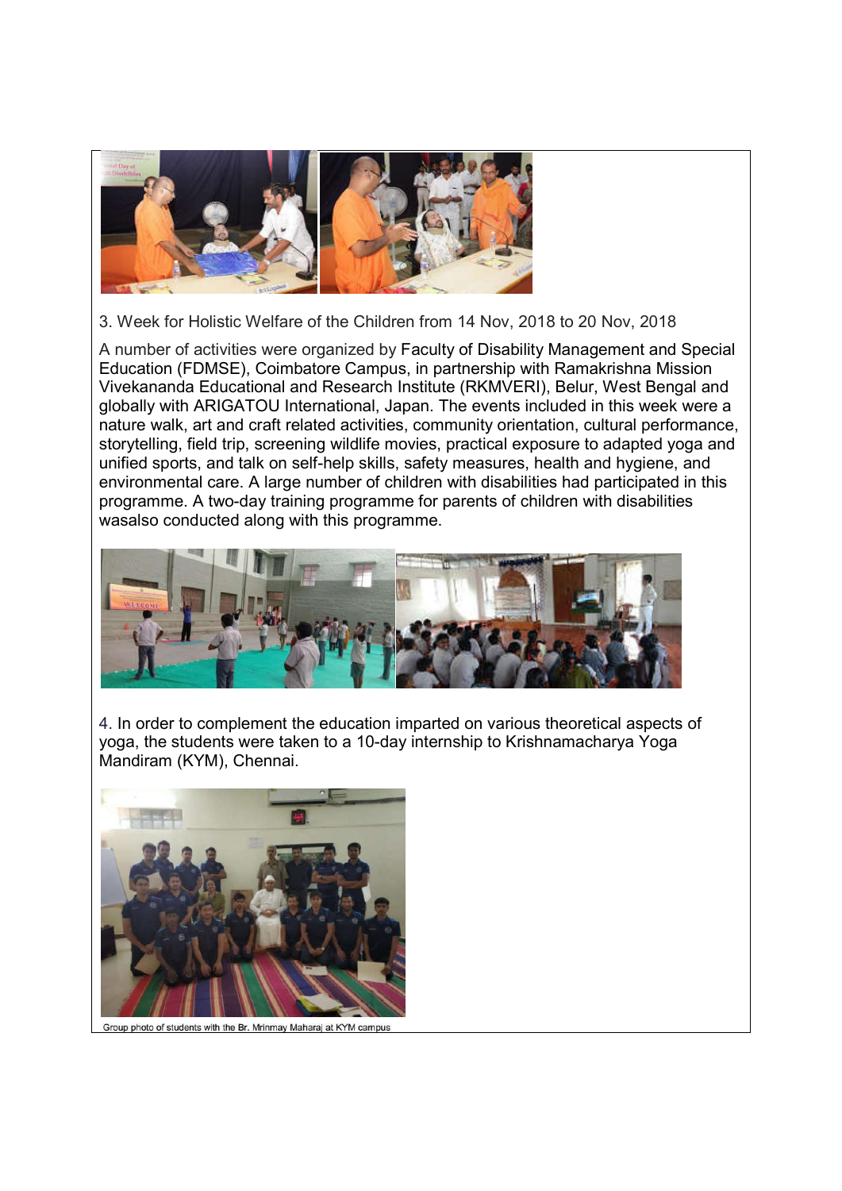3. Week for Holistic Welfare of the Children from 14 Nov, 2018 to 20 Nov, 2018

A number of activities were organized by Faculty of Disability Management and Special Education (FDMSE), Coimbatore Campus, in partnership with Ramakrishna Mission Vivekananda Educational and Research Institute (RKMVERI), Belur, West Bengal and globally with ARIGATOU International, Japan. The events included in this week were a nature walk, art and craft related activities, community orientation, cultural performance, storytelling, field trip, screening wildlife movies, practical exposure to adapted yoga and unified sports, and talk on self-help skills, safety measures, health and hygiene, and environmental care. A large number of children with disabilities had participated in this programme. A two-day training programme for parents of children with disabilities wasalso conducted along with this programme.

4. In order to complement the education imparted on various theoretical aspects of yoga, the students were taken to a 10-day internship to Krishnamacharya Yoga Mandiram (KYM), Chennai.

Group photo of students with the Br. Mrinmay Maharaj at KYM campus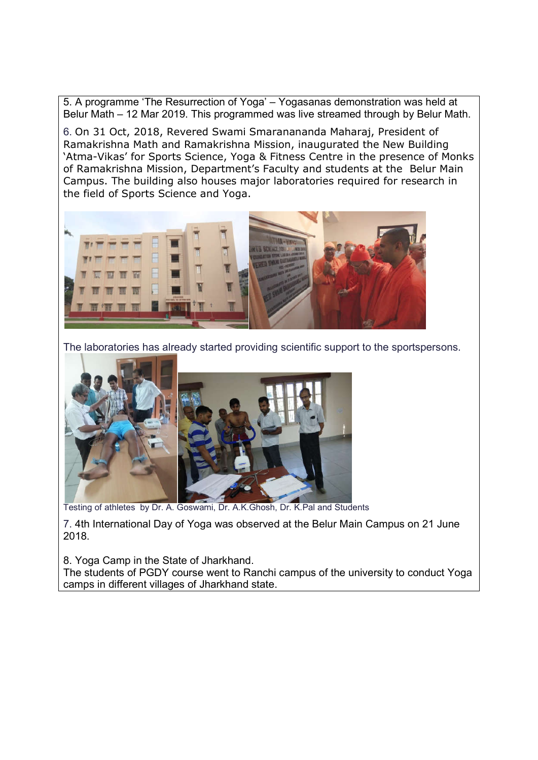5. A programme 'The Resurrection of Yoga' – Yogasanas demonstration was held at Belur Math – 12 Mar 2019. This programmed was live streamed through by Belur Math.

6. On 31 Oct, 2018, Revered Swami Smaranananda Maharaj, President of Ramakrishna Math and Ramakrishna Mission, inaugurated the New Building 'Atma-Vikas' for Sports Science, Yoga & Fitness Centre in the presence of Monks of Ramakrishna Mission, Department's Faculty and students at the Belur Main Campus. The building also houses major laboratories required for research in the field of Sports Science and Yoga.

The laboratories has already started providing scientific support to the sportspersons.

Testing of athletes by Dr. A. Goswami, Dr. A.K.Ghosh, Dr. K.Pal and Students

7. 4th International Day of Yoga was observed at the Belur Main Campus on 21 June 2018.

8. Yoga Camp in the State of Jharkhand.
The students of PGDY course went to Ranchi campus of the university to conduct Yoga camps in different villages of Jharkhand state.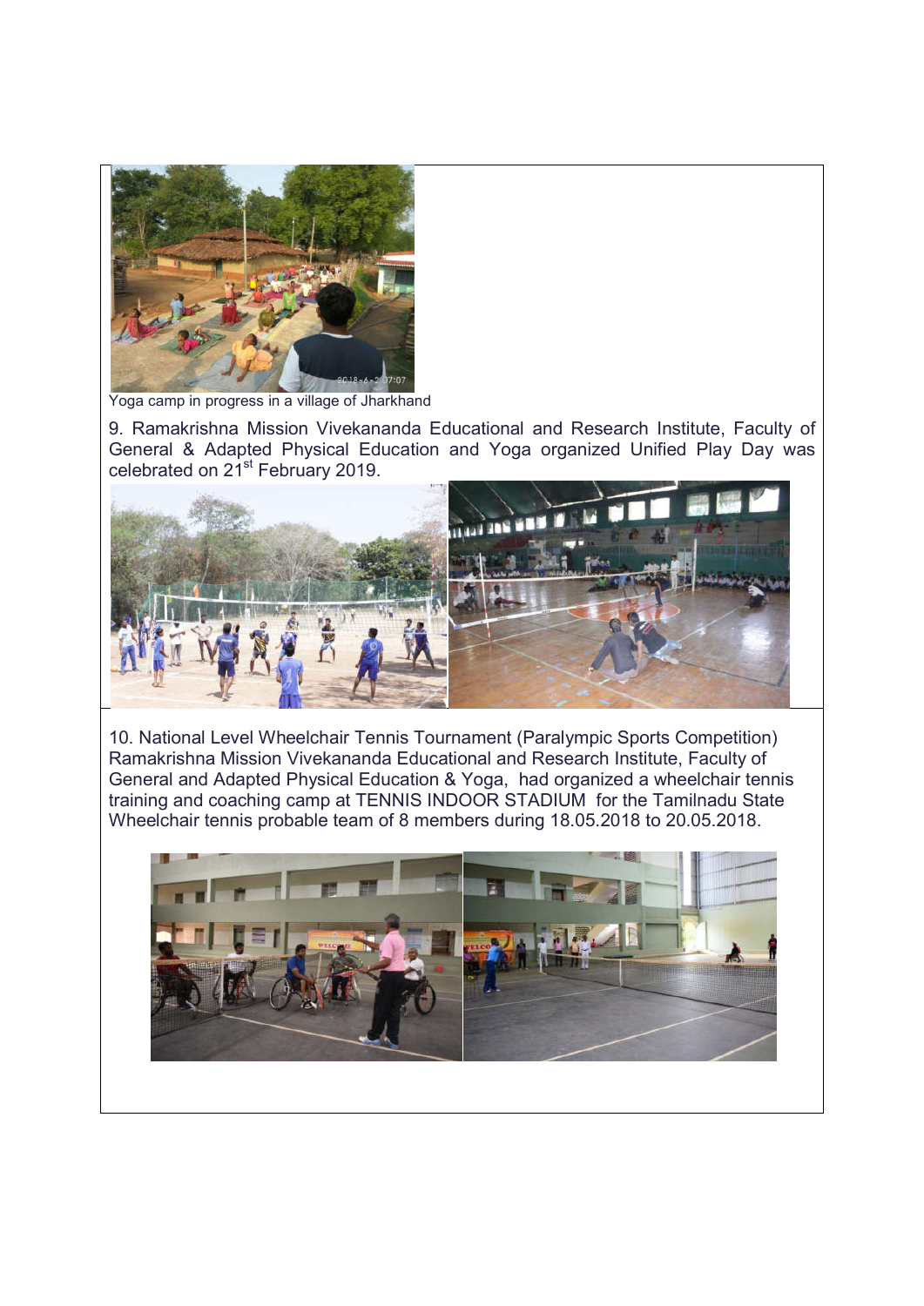Yoga camp in progress in a village of Jharkhand

9. Ramakrishna Mission Vivekananda Educational and Research Institute, Faculty of General & Adapted Physical Education and Yoga organized Unified Play Day was celebrated on 21st February 2019.

10. National Level Wheelchair Tennis Tournament (Paralympic Sports Competition) Ramakrishna Mission Vivekananda Educational and Research Institute, Faculty of General and Adapted Physical Education & Yoga, had organized a wheelchair tennis training and coaching camp at TENNIS INDOOR STADIUM for the Tamilnadu State Wheelchair tennis probable team of 8 members during 18.05.2018 to 20.05.2018.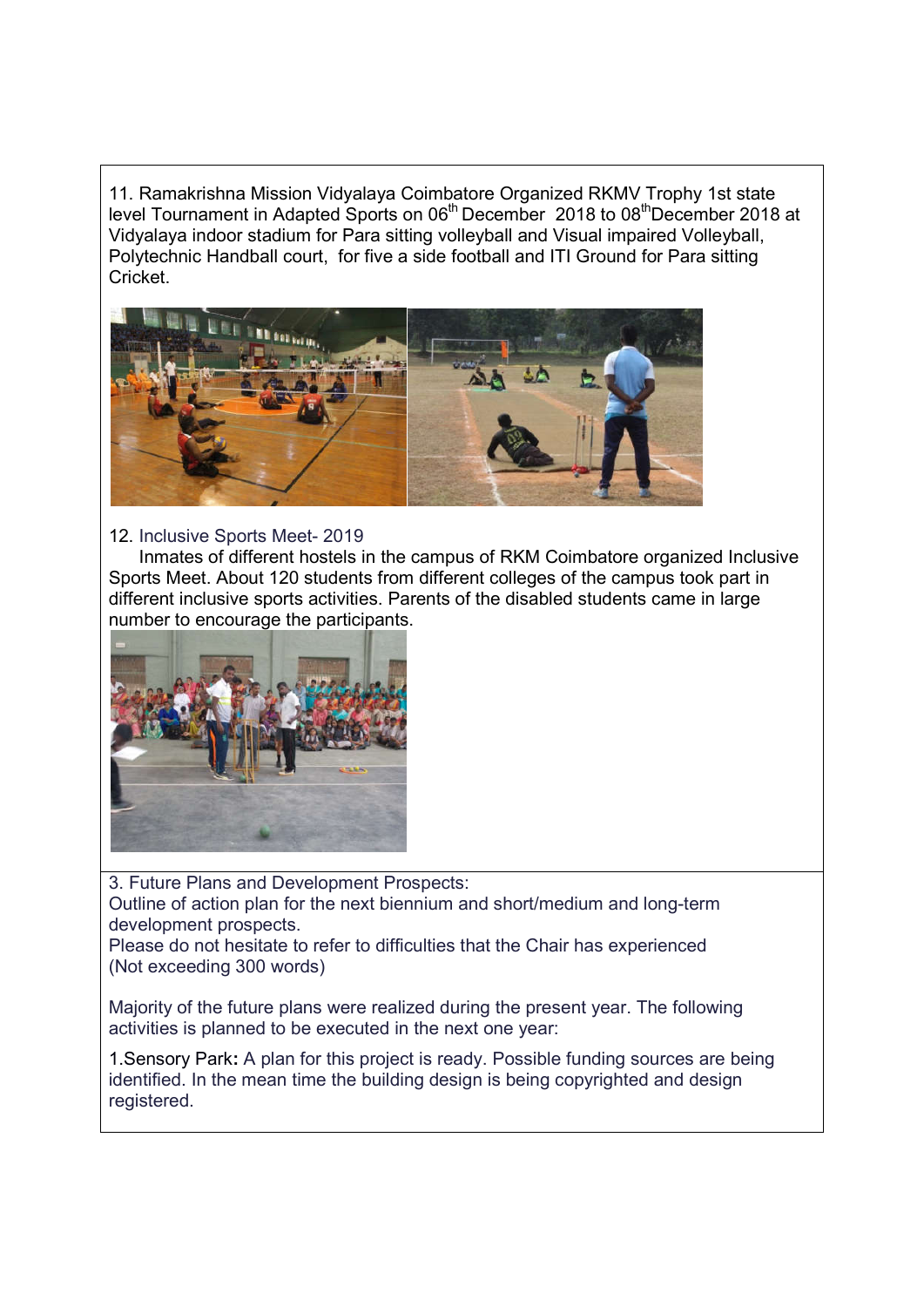11. Ramakrishna Mission Vidyalaya Coimbatore Organized RKMV Trophy 1st state level Tournament in Adapted Sports on 06th December 2018 to 08th December 2018 at Vidyalaya indoor stadium for Para sitting volleyball and Visual impaired Volleyball, Polytechnic Handball court, for five a side football and ITI Ground for Para sitting Cricket.

12. Inclusive Sports Meet- 2019

Inmates of different hostels in the campus of RKM Coimbatore organized Inclusive Sports Meet. About 120 students from different colleges of the campus took part in different inclusive sports activities. Parents of the disabled students came in large number to encourage the participants.

3. Future Plans and Development Prospects:

Outline of action plan for the next biennium and short/medium and long-term development prospects.

Please do not hesitate to refer to difficulties that the Chair has experienced (Not exceeding 300 words)

Majority of the future plans were realized during the present year. The following activities is planned to be executed in the next one year:

1.Sensory Park**:** A plan for this project is ready. Possible funding sources are being identified. In the mean time the building design is being copyrighted and design registered.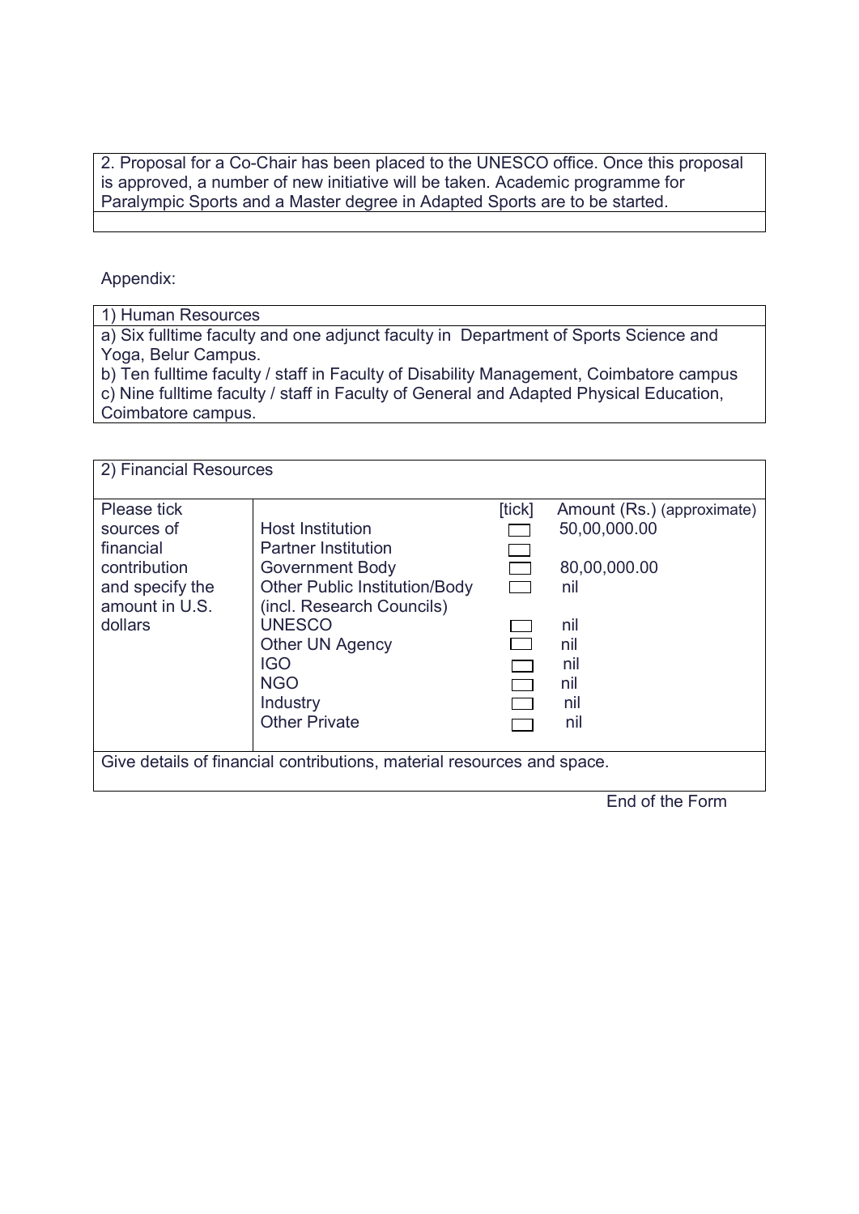| |
|---|
| 2. Proposal for a Co-Chair has been placed to the UNESCO office. Once this proposal is approved, a number of new initiative will be taken. Academic programme for Paralympic Sports and a Master degree in Adapted Sports are to be started. |
| |

Appendix:

| 1) Human Resources |
|---|
| a) Six fulltime faculty and one adjunct faculty in Department of Sports Science and Yoga, Belur Campus.<br>b) Ten fulltime faculty / staff in Faculty of Disability Management, Coimbatore campus<br>c) Nine fulltime faculty / staff in Faculty of General and Adapted Physical Education, Coimbatore campus. |

| 2) Financial Resources | | | |
|---|---|---|---|
| Please tick sources of financial contribution and specify the amount in U.S. dollars | | [tick] | Amount (Rs.) (approximate) |
| | Host Institution | ☐ | 50,00,000.00 |
| | Partner Institution | ☐ | |
| | Government Body | ☐ | 80,00,000.00 |
| | Other Public Institution/Body (incl. Research Councils) | ☐ | nil |
| | UNESCO | ☐ | nil |
| | Other UN Agency | ☐ | nil |
| | IGO | ☐ | nil |
| | NGO | ☐ | nil |
| | Industry | ☐ | nil |
| | Other Private | ☐ | nil |
| Give details of financial contributions, material resources and space. | | | |

End of the Form